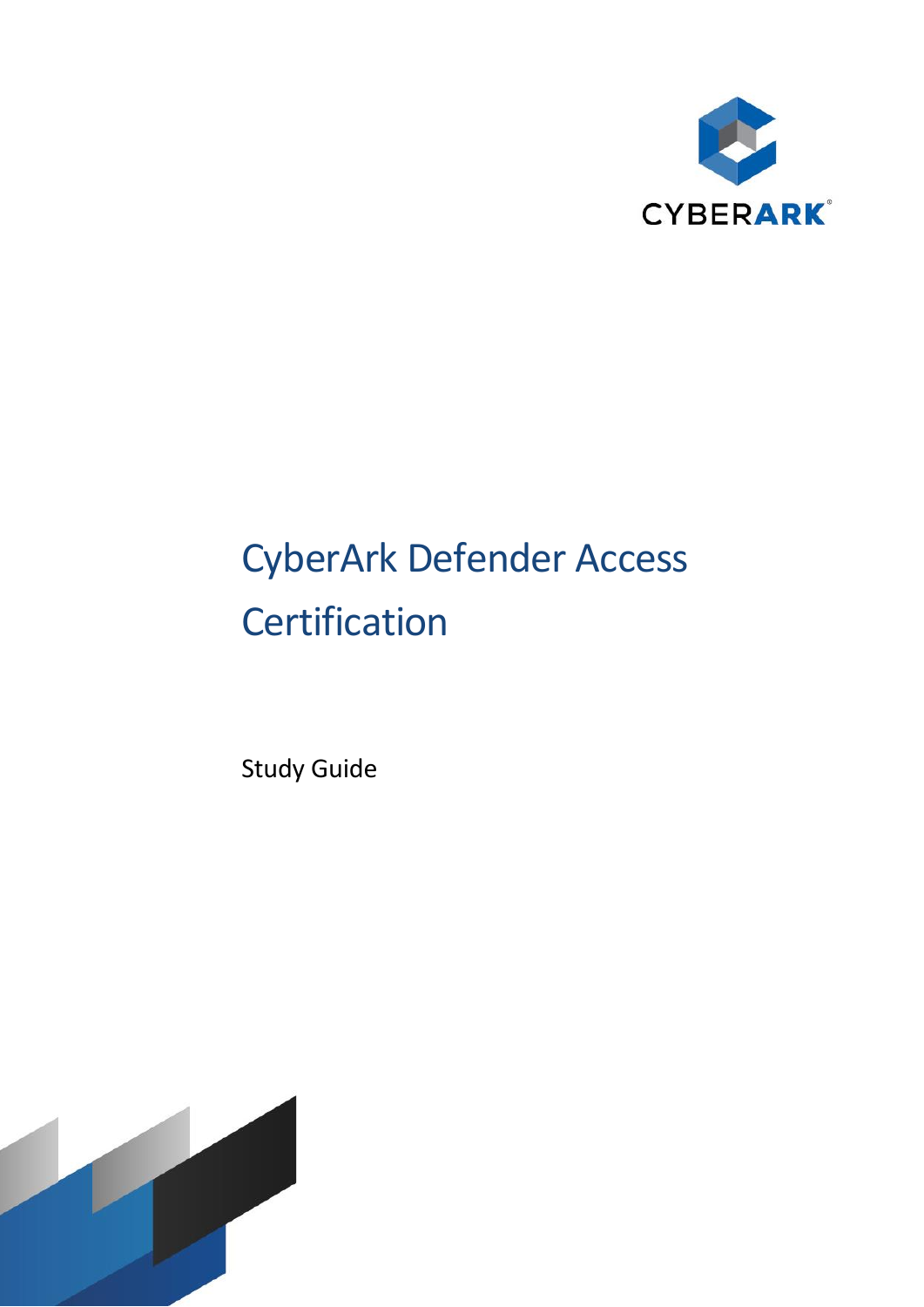# CyberArk Defender Access Certification

Study Guide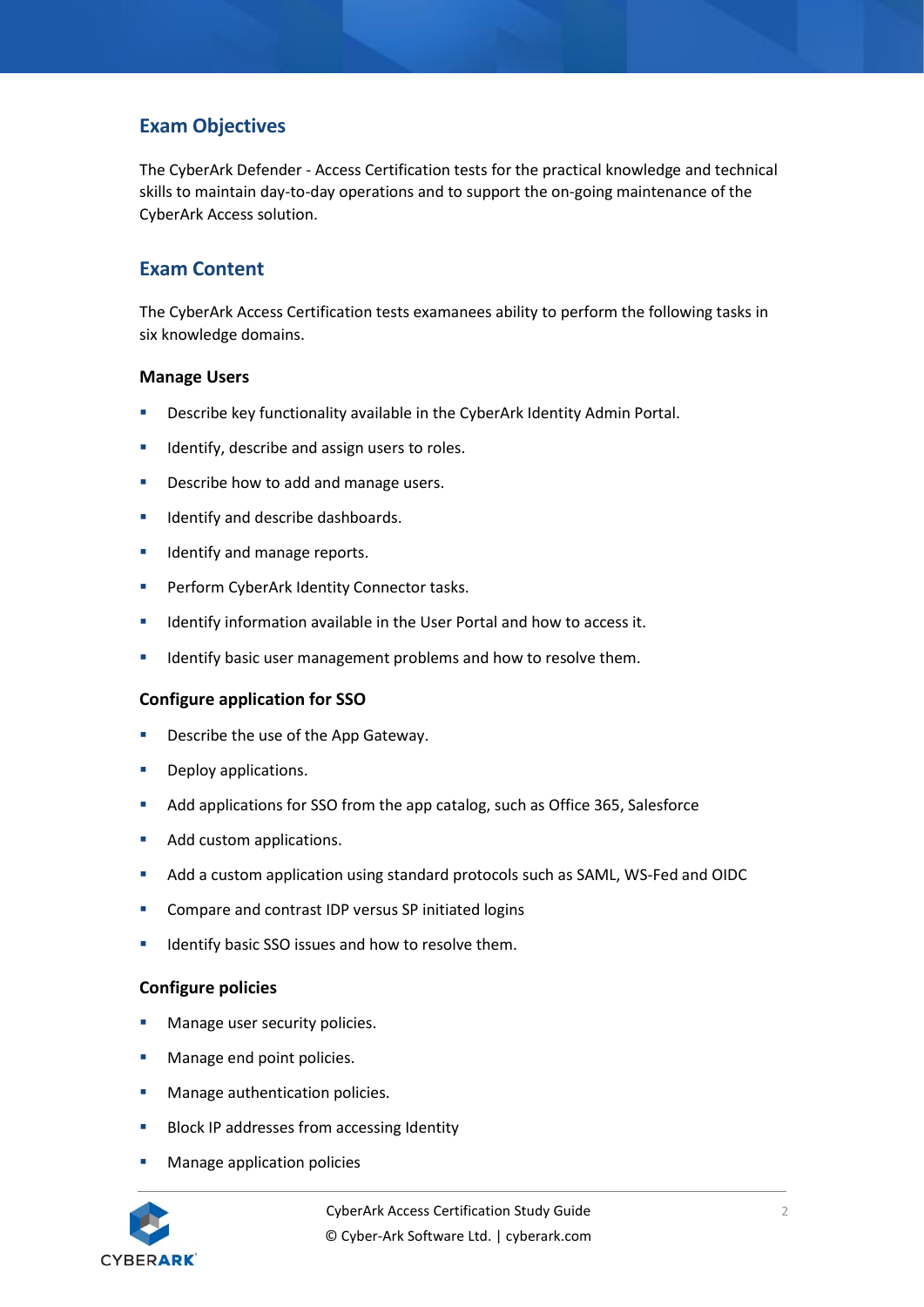## Exam Objectives

The CyberArk Defender - Access Certification tests for the practical knowledge and technical skills to maintain day-to-day operations and to support the on-going maintenance of the CyberArk Access solution.

## Exam Content

The CyberArk Access Certification tests examanees ability to perform the following tasks in six knowledge domains.

### Manage Users

- Describe key functionality available in the CyberArk Identity Admin Portal.
- Identify, describe and assign users to roles.
- Describe how to add and manage users.
- Identify and describe dashboards.
- Identify and manage reports.
- Perform CyberArk Identity Connector tasks.
- Identify information available in the User Portal and how to access it.
- Identify basic user management problems and how to resolve them.

### Configure application for SSO

- Describe the use of the App Gateway.
- Deploy applications.
- Add applications for SSO from the app catalog, such as Office 365, Salesforce
- Add custom applications.
- Add a custom application using standard protocols such as SAML, WS-Fed and OIDC
- Compare and contrast IDP versus SP initiated logins
- Identify basic SSO issues and how to resolve them.

### Configure policies

- Manage user security policies.
- Manage end point policies.
- Manage authentication policies.
- Block IP addresses from accessing Identity
- Manage application policies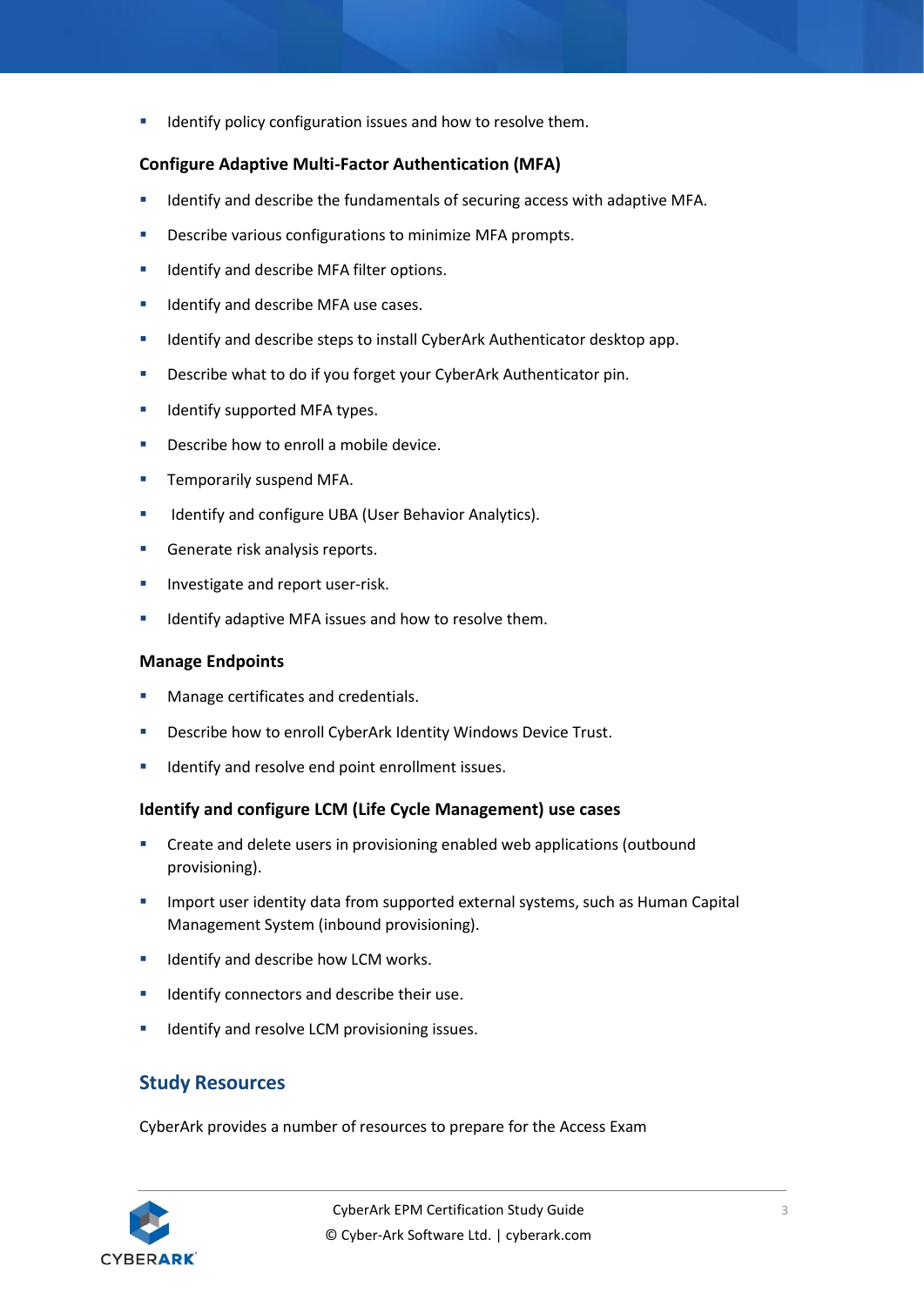- Identify policy configuration issues and how to resolve them.

### Configure Adaptive Multi-Factor Authentication (MFA)

- Identify and describe the fundamentals of securing access with adaptive MFA.
- Describe various configurations to minimize MFA prompts.
- Identify and describe MFA filter options.
- Identify and describe MFA use cases.
- Identify and describe steps to install CyberArk Authenticator desktop app.
- Describe what to do if you forget your CyberArk Authenticator pin.
- Identify supported MFA types.
- Describe how to enroll a mobile device.
- Temporarily suspend MFA.
- Identify and configure UBA (User Behavior Analytics).
- Generate risk analysis reports.
- Investigate and report user-risk.
- Identify adaptive MFA issues and how to resolve them.

### Manage Endpoints

- Manage certificates and credentials.
- Describe how to enroll CyberArk Identity Windows Device Trust.
- Identify and resolve end point enrollment issues.

### Identify and configure LCM (Life Cycle Management) use cases

- Create and delete users in provisioning enabled web applications (outbound provisioning).
- Import user identity data from supported external systems, such as Human Capital Management System (inbound provisioning).
- Identify and describe how LCM works.
- Identify connectors and describe their use.
- Identify and resolve LCM provisioning issues.

## Study Resources

CyberArk provides a number of resources to prepare for the Access Exam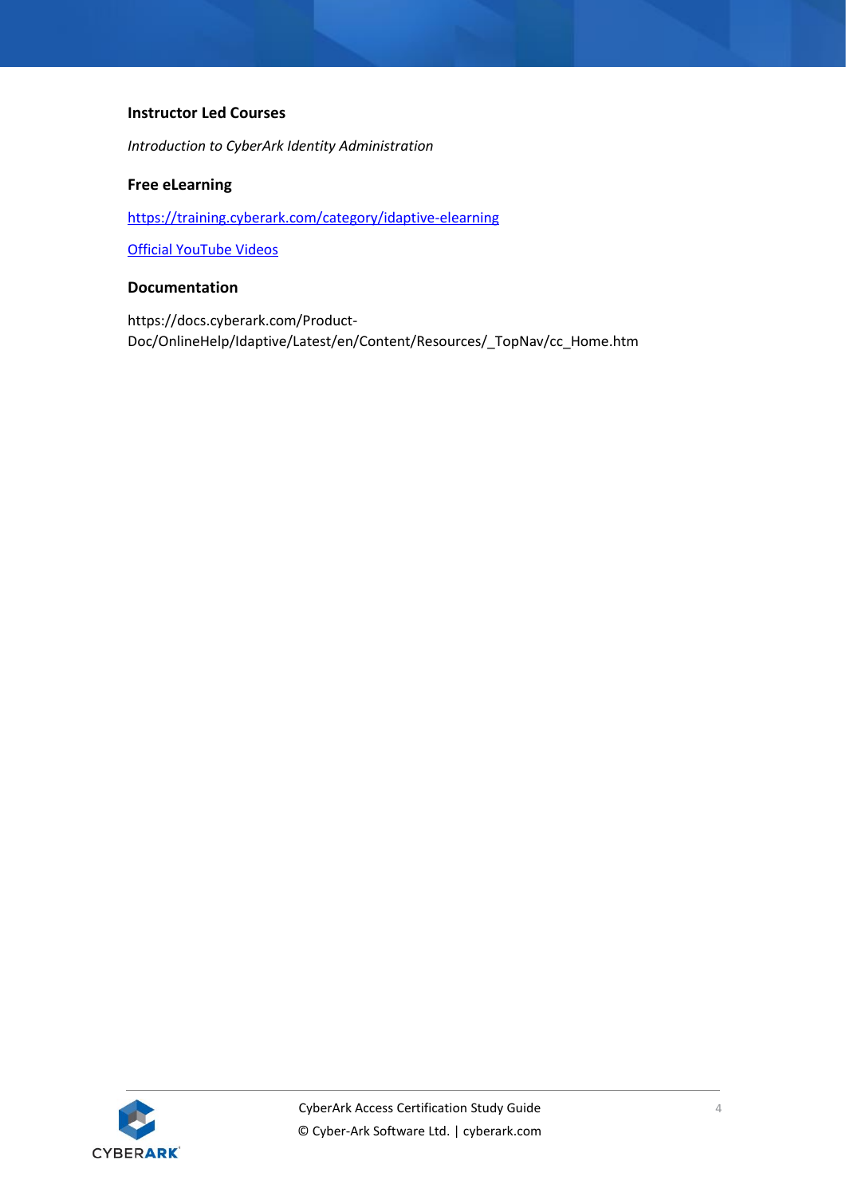### Instructor Led Courses

*Introduction to CyberArk Identity Administration*

### Free eLearning

[https://training.cyberark.com/category/idaptive-elearning](https://training.cyberark.com/category/idaptive-elearning)

Official YouTube Videos

### Documentation

https://docs.cyberark.com/Product-Doc/OnlineHelp/Idaptive/Latest/en/Content/Resources/_TopNav/cc_Home.htm